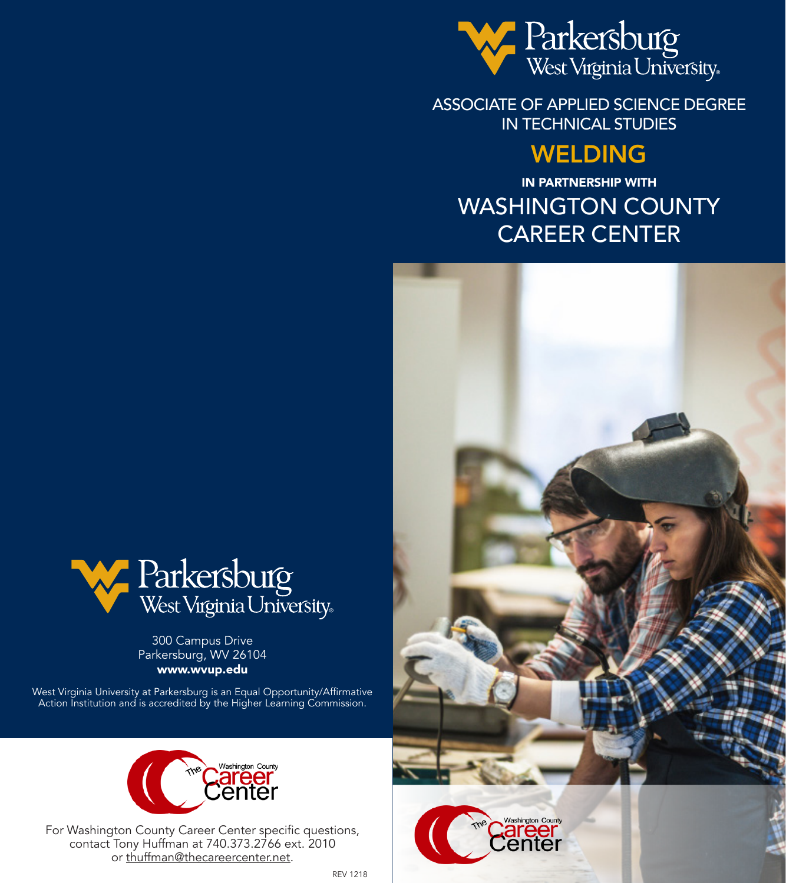Parkersburg
West Virginia University

# ASSOCIATE OF APPLIED SCIENCE DEGREE IN TECHNICAL STUDIES

# WELDING

**IN PARTNERSHIP WITH**

## WASHINGTON COUNTY CAREER CENTER

The Washington County Career Center

Parkersburg
West Virginia University

300 Campus Drive
Parkersburg, WV 26104
**www.wvup.edu**

West Virginia University at Parkersburg is an Equal Opportunity/Affirmative Action Institution and is accredited by the Higher Learning Commission.

The Washington County Career Center

For Washington County Career Center specific questions, contact Tony Huffman at 740.373.2766 ext. 2010 or thuffman@thecareercenter.net.

REV 1218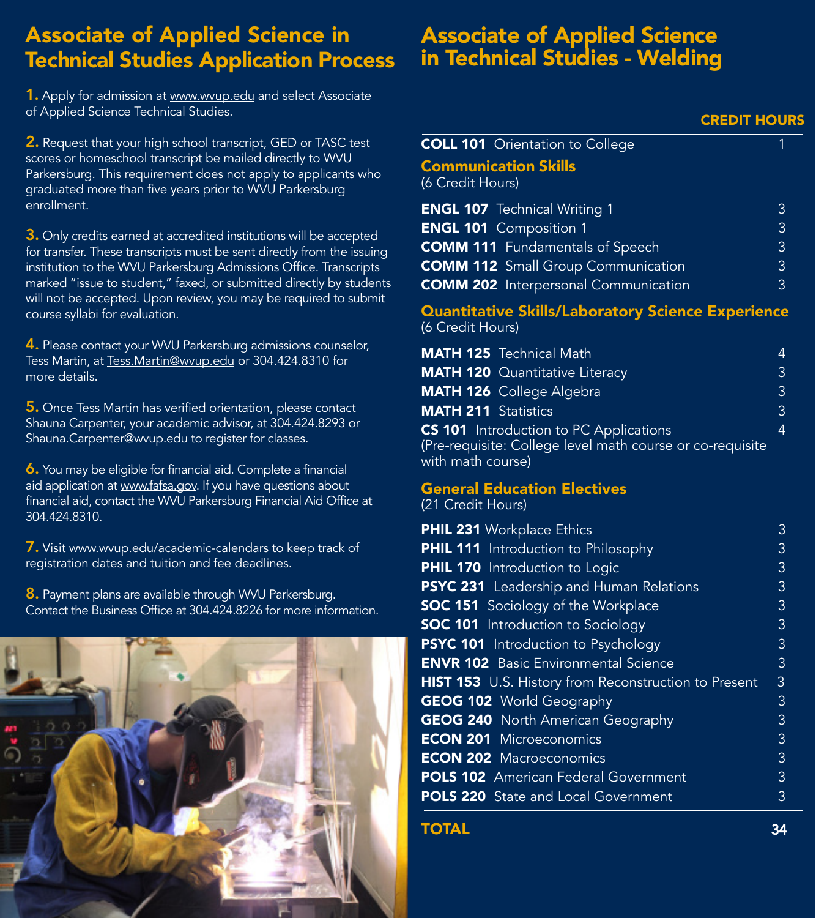## Associate of Applied Science in Technical Studies Application Process

**1.** Apply for admission at www.wvup.edu and select Associate of Applied Science Technical Studies.

**2.** Request that your high school transcript, GED or TASC test scores or homeschool transcript be mailed directly to WVU Parkersburg. This requirement does not apply to applicants who graduated more than five years prior to WVU Parkersburg enrollment.

**3.** Only credits earned at accredited institutions will be accepted for transfer. These transcripts must be sent directly from the issuing institution to the WVU Parkersburg Admissions Office. Transcripts marked "issue to student," faxed, or submitted directly by students will not be accepted. Upon review, you may be required to submit course syllabi for evaluation.

**4.** Please contact your WVU Parkersburg admissions counselor, Tess Martin, at Tess.Martin@wvup.edu or 304.424.8310 for more details.

**5.** Once Tess Martin has verified orientation, please contact Shauna Carpenter, your academic advisor, at 304.424.8293 or Shauna.Carpenter@wvup.edu to register for classes.

**6.** You may be eligible for financial aid. Complete a financial aid application at www.fafsa.gov. If you have questions about financial aid, contact the WVU Parkersburg Financial Aid Office at 304.424.8310.

**7.** Visit www.wvup.edu/academic-calendars to keep track of registration dates and tuition and fee deadlines.

**8.** Payment plans are available through WVU Parkersburg. Contact the Business Office at 304.424.8226 for more information.

## Associate of Applied Science in Technical Studies - Welding

| | CREDIT HOURS |
|---|---|
| **COLL 101** Orientation to College | 1 |
| **Communication Skills** (6 Credit Hours) | |
| **ENGL 107** Technical Writing 1 | 3 |
| **ENGL 101** Composition 1 | 3 |
| **COMM 111** Fundamentals of Speech | 3 |
| **COMM 112** Small Group Communication | 3 |
| **COMM 202** Interpersonal Communication | 3 |
| **Quantitative Skills/Laboratory Science Experience** (6 Credit Hours) | |
| **MATH 125** Technical Math | 4 |
| **MATH 120** Quantitative Literacy | 3 |
| **MATH 126** College Algebra | 3 |
| **MATH 211** Statistics | 3 |
| **CS 101** Introduction to PC Applications (Pre-requisite: College level math course or co-requisite with math course) | 4 |
| **General Education Electives** (21 Credit Hours) | |
| **PHIL 231** Workplace Ethics | 3 |
| **PHIL 111** Introduction to Philosophy | 3 |
| **PHIL 170** Introduction to Logic | 3 |
| **PSYC 231** Leadership and Human Relations | 3 |
| **SOC 151** Sociology of the Workplace | 3 |
| **SOC 101** Introduction to Sociology | 3 |
| **PSYC 101** Introduction to Psychology | 3 |
| **ENVR 102** Basic Environmental Science | 3 |
| **HIST 153** U.S. History from Reconstruction to Present | 3 |
| **GEOG 102** World Geography | 3 |
| **GEOG 240** North American Geography | 3 |
| **ECON 201** Microeconomics | 3 |
| **ECON 202** Macroeconomics | 3 |
| **POLS 102** American Federal Government | 3 |
| **POLS 220** State and Local Government | 3 |
| **TOTAL** | **34** |